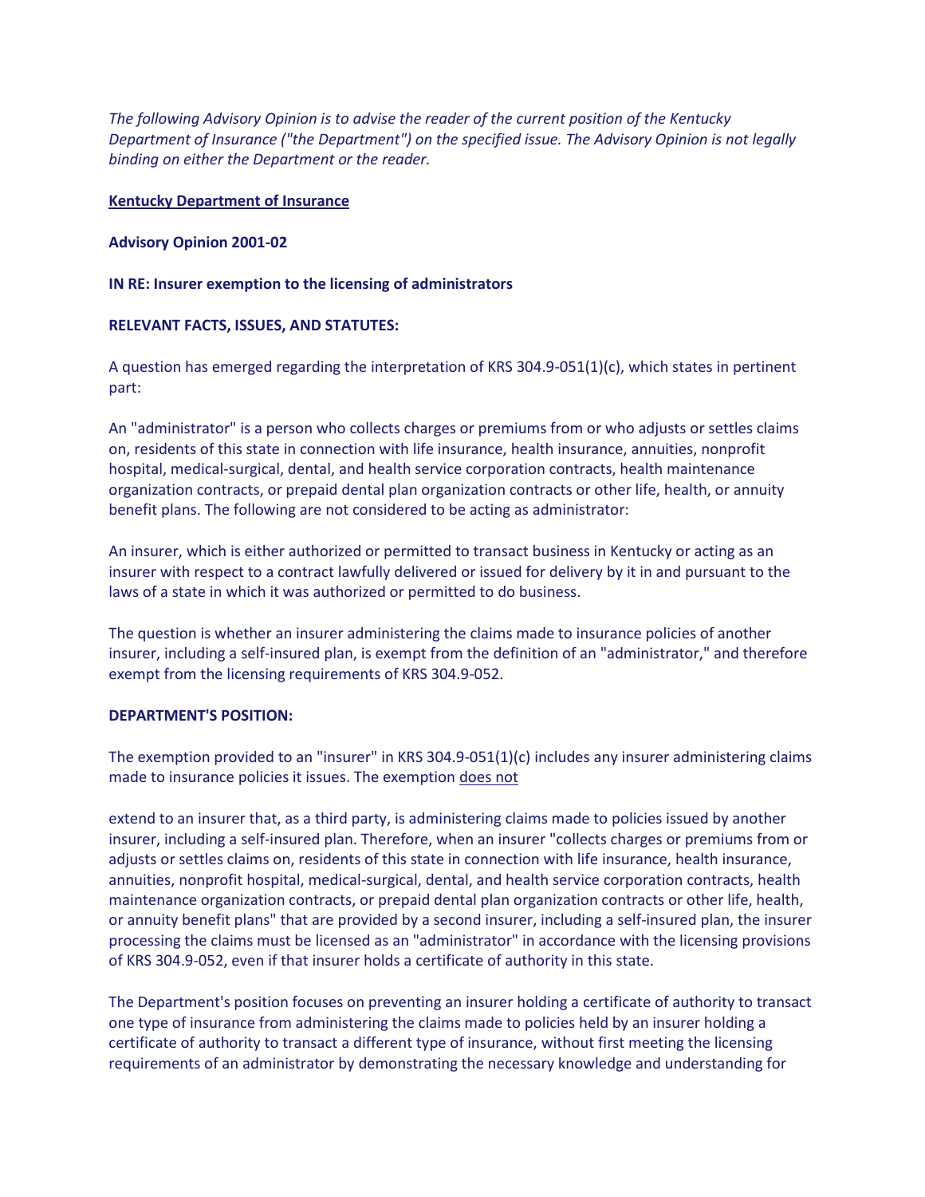*The following Advisory Opinion is to advise the reader of the current position of the Kentucky Department of Insurance ("the Department") on the specified issue. The Advisory Opinion is not legally binding on either the Department or the reader.*

**Kentucky Department of Insurance**

**Advisory Opinion 2001-02**

**IN RE: Insurer exemption to the licensing of administrators**

**RELEVANT FACTS, ISSUES, AND STATUTES:**

A question has emerged regarding the interpretation of KRS 304.9-051(1)(c), which states in pertinent part:

An "administrator" is a person who collects charges or premiums from or who adjusts or settles claims on, residents of this state in connection with life insurance, health insurance, annuities, nonprofit hospital, medical-surgical, dental, and health service corporation contracts, health maintenance organization contracts, or prepaid dental plan organization contracts or other life, health, or annuity benefit plans. The following are not considered to be acting as administrator:

An insurer, which is either authorized or permitted to transact business in Kentucky or acting as an insurer with respect to a contract lawfully delivered or issued for delivery by it in and pursuant to the laws of a state in which it was authorized or permitted to do business.

The question is whether an insurer administering the claims made to insurance policies of another insurer, including a self-insured plan, is exempt from the definition of an "administrator," and therefore exempt from the licensing requirements of KRS 304.9-052.

**DEPARTMENT'S POSITION:**

The exemption provided to an "insurer" in KRS 304.9-051(1)(c) includes any insurer administering claims made to insurance policies it issues. The exemption does not extend to an insurer that, as a third party, is administering claims made to policies issued by another insurer, including a self-insured plan. Therefore, when an insurer "collects charges or premiums from or adjusts or settles claims on, residents of this state in connection with life insurance, health insurance, annuities, nonprofit hospital, medical-surgical, dental, and health service corporation contracts, health maintenance organization contracts, or prepaid dental plan organization contracts or other life, health, or annuity benefit plans" that are provided by a second insurer, including a self-insured plan, the insurer processing the claims must be licensed as an "administrator" in accordance with the licensing provisions of KRS 304.9-052, even if that insurer holds a certificate of authority in this state.

The Department's position focuses on preventing an insurer holding a certificate of authority to transact one type of insurance from administering the claims made to policies held by an insurer holding a certificate of authority to transact a different type of insurance, without first meeting the licensing requirements of an administrator by demonstrating the necessary knowledge and understanding for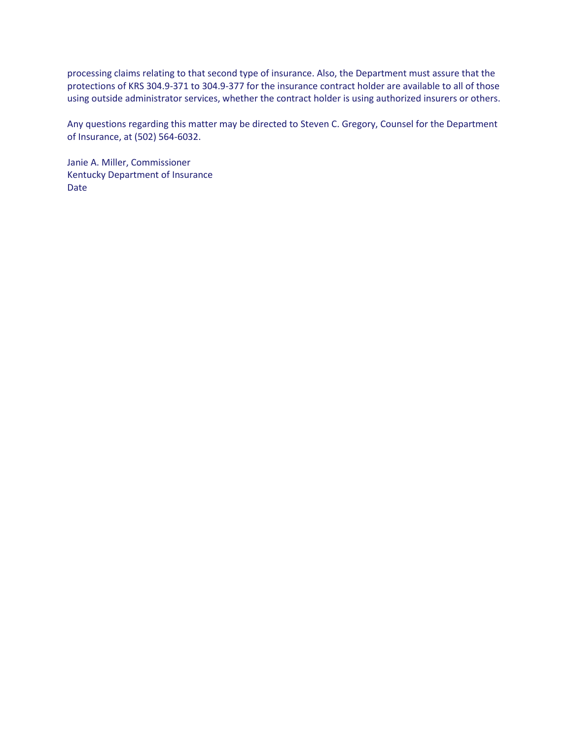processing claims relating to that second type of insurance. Also, the Department must assure that the protections of KRS 304.9-371 to 304.9-377 for the insurance contract holder are available to all of those using outside administrator services, whether the contract holder is using authorized insurers or others.

Any questions regarding this matter may be directed to Steven C. Gregory, Counsel for the Department of Insurance, at (502) 564-6032.

Janie A. Miller, Commissioner
Kentucky Department of Insurance
Date